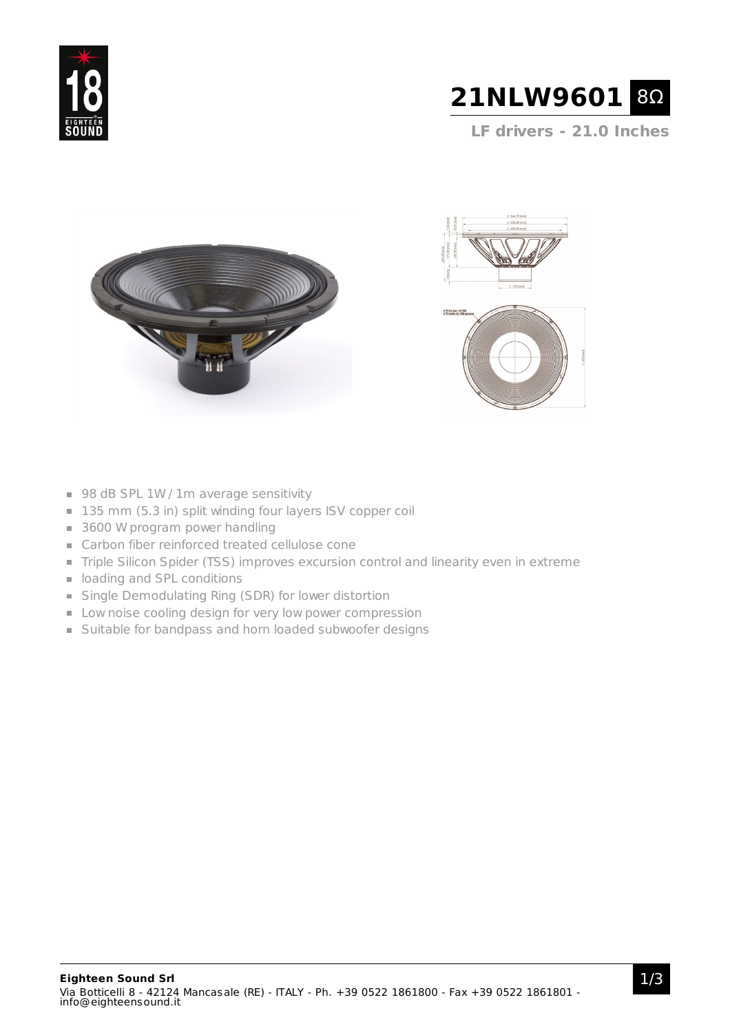# 21NLW9601 8Ω

**LF drivers - 21.0 Inches**

- 98 dB SPL 1W / 1m average sensitivity
- 135 mm (5.3 in) split winding four layers ISV copper coil
- 3600 W program power handling
- Carbon fiber reinforced treated cellulose cone
- Triple Silicon Spider (TSS) improves excursion control and linearity even in extreme
- loading and SPL conditions
- Single Demodulating Ring (SDR) for lower distortion
- Low noise cooling design for very low power compression
- Suitable for bandpass and horn loaded subwoofer designs

**Eighteen Sound Srl**
Via Botticelli 8 - 42124 Mancasale (RE) - ITALY - Ph. +39 0522 1861800 - Fax +39 0522 1861801 - info@eighteensound.it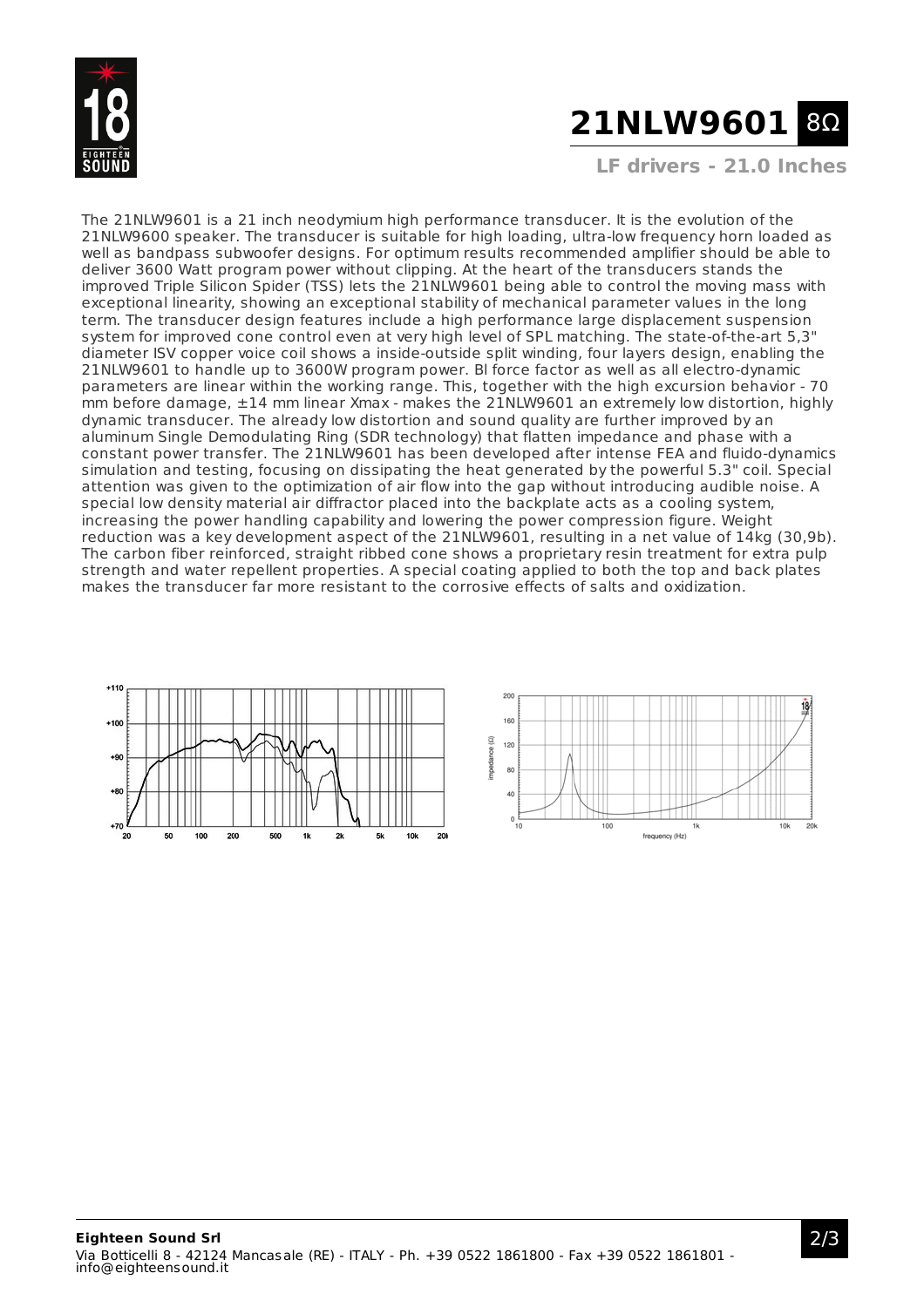# 21NLW9601 8Ω

### LF drivers - 21.0 Inches

The 21NLW9601 is a 21 inch neodymium high performance transducer. It is the evolution of the 21NLW9600 speaker. The transducer is suitable for high loading, ultra-low frequency horn loaded as well as bandpass subwoofer designs. For optimum results recommended amplifier should be able to deliver 3600 Watt program power without clipping. At the heart of the transducers stands the improved Triple Silicon Spider (TSS) lets the 21NLW9601 being able to control the moving mass with exceptional linearity, showing an exceptional stability of mechanical parameter values in the long term. The transducer design features include a high performance large displacement suspension system for improved cone control even at very high level of SPL matching. The state-of-the-art 5,3" diameter ISV copper voice coil shows a inside-outside split winding, four layers design, enabling the 21NLW9601 to handle up to 3600W program power. Bl force factor as well as all electro-dynamic parameters are linear within the working range. This, together with the high excursion behavior - 70 mm before damage, ±14 mm linear Xmax - makes the 21NLW9601 an extremely low distortion, highly dynamic transducer. The already low distortion and sound quality are further improved by an aluminum Single Demodulating Ring (SDR technology) that flatten impedance and phase with a constant power transfer. The 21NLW9601 has been developed after intense FEA and fluido-dynamics simulation and testing, focusing on dissipating the heat generated by the powerful 5.3" coil. Special attention was given to the optimization of air flow into the gap without introducing audible noise. A special low density material air diffractor placed into the backplate acts as a cooling system, increasing the power handling capability and lowering the power compression figure. Weight reduction was a key development aspect of the 21NLW9601, resulting in a net value of 14kg (30,9b). The carbon fiber reinforced, straight ribbed cone shows a proprietary resin treatment for extra pulp strength and water repellent properties. A special coating applied to both the top and back plates makes the transducer far more resistant to the corrosive effects of salts and oxidization.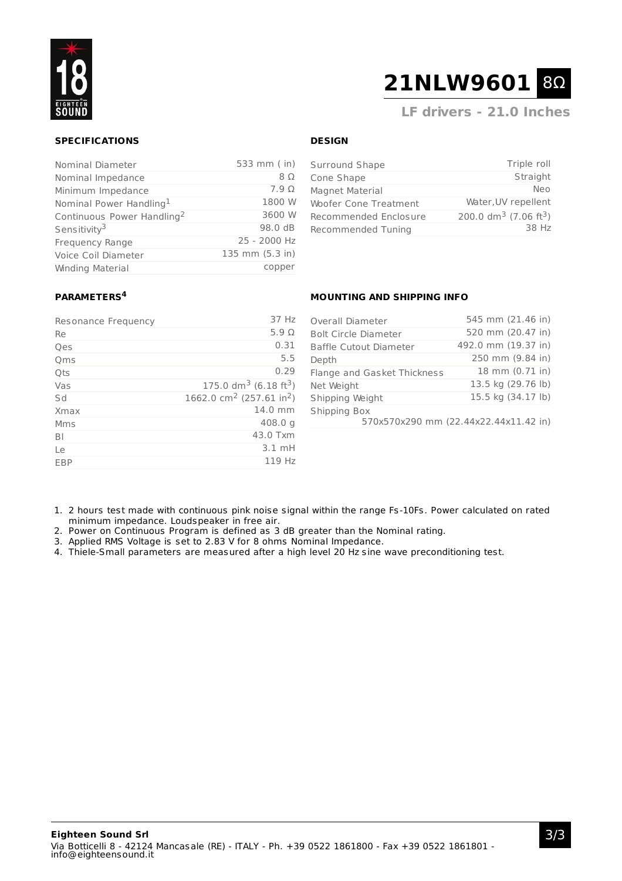# 21NLW9601 8Ω

## LF drivers - 21.0 Inches

### SPECIFICATIONS

| | |
|---|---|
| Nominal Diameter | 533 mm ( in) |
| Nominal Impedance | 8 Ω |
| Minimum Impedance | 7.9 Ω |
| Nominal Power Handling[1] | 1800 W |
| Continuous Power Handling[2] | 3600 W |
| Sensitivity[3] | 98.0 dB |
| Frequency Range | 25 - 2000 Hz |
| Voice Coil Diameter | 135 mm (5.3 in) |
| Winding Material | copper |

### DESIGN

| | |
|---|---|
| Surround Shape | Triple roll |
| Cone Shape | Straight |
| Magnet Material | Neo |
| Woofer Cone Treatment | Water,UV repellent |
| Recommended Enclosure | 200.0 $dm^3$ (7.06 $ft^3$) |
| Recommended Tuning | 38 Hz |

### PARAMETERS[4]

| | |
|---|---|
| Resonance Frequency | 37 Hz |
| Re | 5.9 Ω |
| Qes | 0.31 |
| Qms | 5.5 |
| Qts | 0.29 |
| Vas | 175.0 $dm^3$ (6.18 $ft^3$) |
| Sd | 1662.0 $cm^2$ (257.61 $in^2$) |
| Xmax | 14.0 mm |
| Mms | 408.0 g |
| Bl | 43.0 Txm |
| Le | 3.1 mH |
| EBP | 119 Hz |

### MOUNTING AND SHIPPING INFO

| | |
|---|---|
| Overall Diameter | 545 mm (21.46 in) |
| Bolt Circle Diameter | 520 mm (20.47 in) |
| Baffle Cutout Diameter | 492.0 mm (19.37 in) |
| Depth | 250 mm (9.84 in) |
| Flange and Gasket Thickness | 18 mm (0.71 in) |
| Net Weight | 13.5 kg (29.76 lb) |
| Shipping Weight | 15.5 kg (34.17 lb) |
| Shipping Box | 570x570x290 mm (22.44x22.44x11.42 in) |

1. 2 hours test made with continuous pink noise signal within the range Fs-10Fs. Power calculated on rated minimum impedance. Loudspeaker in free air.
2. Power on Continuous Program is defined as 3 dB greater than the Nominal rating.
3. Applied RMS Voltage is set to 2.83 V for 8 ohms Nominal Impedance.
4. Thiele-Small parameters are measured after a high level 20 Hz sine wave preconditioning test.

**Eighteen Sound Srl**
Via Botticelli 8 - 42124 Mancasale (RE) - ITALY - Ph. +39 0522 1861800 - Fax +39 0522 1861801 - info@eighteensound.it